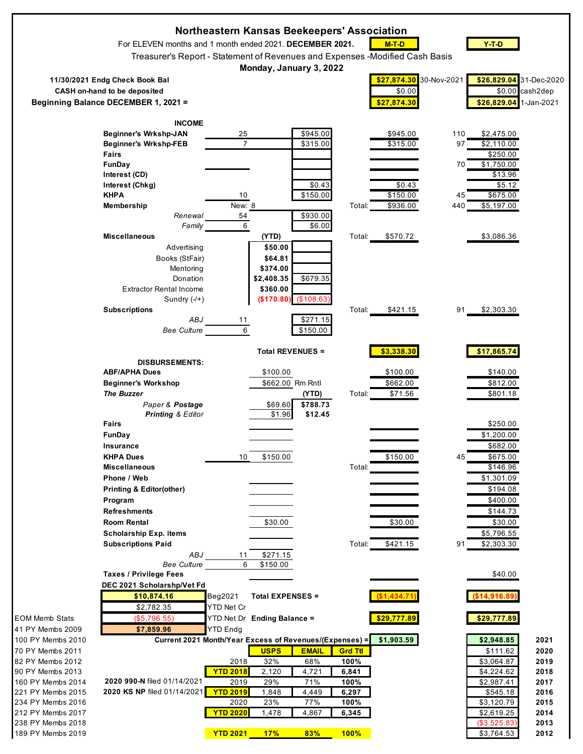# Northeastern Kansas Beekeepers' Association

For ELEVEN months and 1 month ended 2021. **DECEMBER 2021.**

Treasurer's Report - Statement of Revenues and Expenses -Modified Cash Basis

**Monday, January 3, 2022**

| | | | | M-T-D | | | Y-T-D | |
|---|---|---|---|---|---|---|---|---|
| **11/30/2021 Endg Check Book Bal** | | | | $27,874.30 | 30-Nov-2021 | | $26,829.04 | 31-Dec-2020 |
| **CASH on-hand to be deposited** | | | | $0.00 | | | $0.00 | cash2dep |
| **Beginning Balance DECEMBER 1, 2021 =** | | | | $27,874.30 | | | $26,829.04 | 1-Jan-2021 |

## INCOME

| Item | Count | (YTD) | Detail | | M-T-D | YTD Count | Y-T-D |
|---|---|---|---|---|---|---|---|
| **Beginner's Wrkshp-JAN** | 25 | | $945.00 | | $945.00 | 110 | $2,475.00 |
| **Beginner's Wrkshp-FEB** | 7 | | $315.00 | | $315.00 | 97 | $2,110.00 |
| **Fairs** | | | | | | | $250.00 |
| **FunDay** | | | | | | 70 | $1,750.00 |
| **Interest (CD)** | | | | | | | $13.96 |
| **Interest (Chkg)** | | | $0.43 | | $0.43 | | $5.12 |
| **KHPA** | 10 | | $150.00 | | $150.00 | 45 | $675.00 |
| **Membership** | New: 8 | | | Total: | $936.00 | 440 | $5,197.00 |
| *Renewal* | 54 | | $930.00 | | | | |
| *Family* | 6 | | $6.00 | | | | |
| **Miscellaneous** | | (YTD) | | Total: | $570.72 | | $3,086.36 |
| Advertising | | $50.00 | | | | | |
| Books (StFair) | | $64.81 | | | | | |
| Mentoring | | $374.00 | | | | | |
| Donation | | $2,408.35 | $679.35 | | | | |
| Extractor Rental Income | | $360.00 | | | | | |
| Sundry (-/+) | | ($170.80) | ($108.63) | | | | |
| **Subscriptions** | | | | Total: | $421.15 | 91 | $2,303.30 |
| *ABJ* | 11 | | $271.15 | | | | |
| *Bee Culture* | 6 | | $150.00 | | | | |
| | | **Total REVENUES =** | | | **$3,338.30** | | **$17,865.74** |

## DISBURSEMENTS:

| Item | Count | Detail | (YTD) | | M-T-D | YTD Count | Y-T-D |
|---|---|---|---|---|---|---|---|
| **ABF/APHA Dues** | | $100.00 | | | $100.00 | | $140.00 |
| **Beginner's Workshop** | | $662.00 | Rm Rntl | | $662.00 | | $812.00 |
| ***The Buzzer*** | | | (YTD) | Total: | $71.56 | | $801.18 |
| *Paper & **Postage*** | | $69.60 | $788.73 | | | | |
| ***Printing** & Editor* | | $1.96 | $12.45 | | | | |
| **Fairs** | | | | | | | $250.00 |
| **FunDay** | | | | | | | $1,200.00 |
| **Insurance** | | | | | | | $682.00 |
| **KHPA Dues** | 10 | $150.00 | | | $150.00 | 45 | $675.00 |
| **Miscellaneous** | | | | Total: | | | $146.96 |
| **Phone / Web** | | | | | | | $1,301.09 |
| **Printing & Editor(other)** | | | | | | | $194.08 |
| **Program** | | | | | | | $400.00 |
| **Refreshments** | | | | | | | $144.73 |
| **Room Rental** | | $30.00 | | | $30.00 | | $30.00 |
| **Scholarship Exp. items** | | | | | | | $5,796.55 |
| **Subscriptions Paid** | | | | Total: | $421.15 | 91 | $2,303.30 |
| *ABJ* | 11 | $271.15 | | | | | |
| *Bee Culture* | 6 | $150.00 | | | | | |
| **Taxes / Privilege Fees** | | | | | | | $40.00 |

**DEC 2021 Scholarshp/Vet Fd**

| | | | | M-T-D | Y-T-D | |
|---|---|---|---|---|---|---|
| | $10,874.16 | Beg2021 | **Total EXPENSES =** | ($1,434.71) | ($14,916.89) | |
| | $2,782.35 | YTD Net Cr | | | | |
| EOM Memb Stats | ($5,796.55) | YTD Net Dr | **Ending Balance =** | $29,777.89 | $29,777.89 | |
| 41 PY Membs 2009 | $7,859.96 | YTD Endg | | | | |
| 100 PY Membs 2010 | | | **Current 2021 Month/Year Excess of Revenues/(Expenses) =** | $1,903.59 | $2,948.85 | 2021 |
| 70 PY Membs 2011 | | | | | $111.62 | 2020 |
| 82 PY Membs 2012 | | | | | $3,064.87 | 2019 |
| 90 PY Membs 2013 | | | | | $4,224.62 | 2018 |
| 160 PY Membs 2014 | | | | | $2,987.41 | 2017 |
| 221 PY Membs 2015 | | | | | $545.18 | 2016 |
| 234 PY Membs 2016 | | | | | $3,120.79 | 2015 |
| 212 PY Membs 2017 | | | | | $2,619.25 | 2014 |
| 238 PY Membs 2018 | | | | | ($3,525.83) | 2013 |
| 189 PY Membs 2019 | | | | | $3,764.53 | 2012 |

| | USPS | EMAIL | Grd Ttl |
|---|---|---|---|
| 2018 | 32% | 68% | 100% |
| YTD 2018 | 2,120 | 4,721 | 6,841 |
| 2019 | 29% | 71% | 100% |
| YTD 2019 | 1,848 | 4,449 | 6,297 |
| 2020 | 23% | 77% | 100% |
| YTD 2020 | 1,478 | 4,867 | 6,345 |
| YTD 2021 | 17% | 83% | 100% |

**2020 990-N** filed 01/14/2021

**2020 KS NP** filed 01/14/2021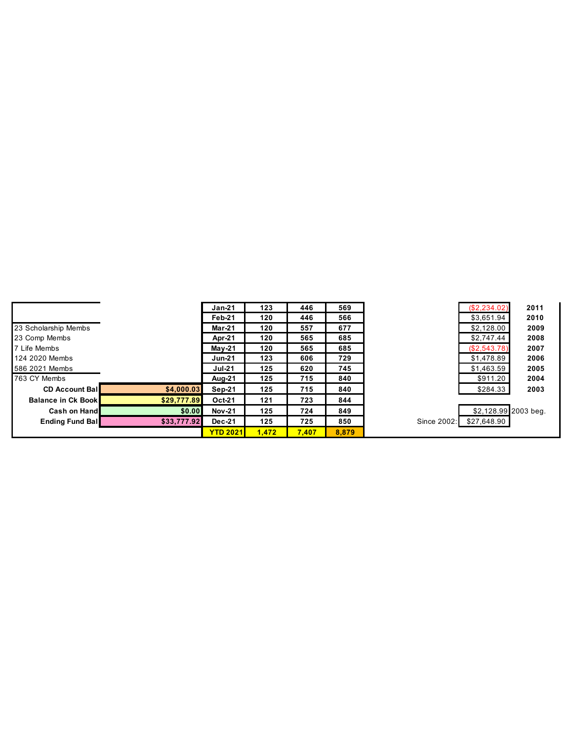| | | | | | | | | | |
|---|---|---|---|---|---|---|---|---|---|
| | | Jan-21 | 123 | 446 | 569 | | | ($2,234.02) | 2011 |
| | | Feb-21 | 120 | 446 | 566 | | | $3,651.94 | 2010 |
| 23 Scholarship Membs | | Mar-21 | 120 | 557 | 677 | | | $2,128.00 | 2009 |
| 23 Comp Membs | | Apr-21 | 120 | 565 | 685 | | | $2,747.44 | 2008 |
| 7 Life Membs | | May-21 | 120 | 565 | 685 | | | ($2,543.78) | 2007 |
| 124 2020 Membs | | Jun-21 | 123 | 606 | 729 | | | $1,478.89 | 2006 |
| 586 2021 Membs | | Jul-21 | 125 | 620 | 745 | | | $1,463.59 | 2005 |
| 763 CY Membs | | Aug-21 | 125 | 715 | 840 | | | $911.20 | 2004 |
| **CD Account Bal** | **$4,000.03** | Sep-21 | 125 | 715 | 840 | | | $284.33 | 2003 |
| **Balance in Ck Book** | **$29,777.89** | Oct-21 | 121 | 723 | 844 | | | | |
| **Cash on Hand** | **$0.00** | Nov-21 | 125 | 724 | 849 | | | $2,128.99 | 2003 beg. |
| **Ending Fund Bal** | **$33,777.92** | Dec-21 | 125 | 725 | 850 | | Since 2002: | $27,648.90 | |
| | | **YTD 2021** | **1,472** | **7,407** | **8,879** | | | | |